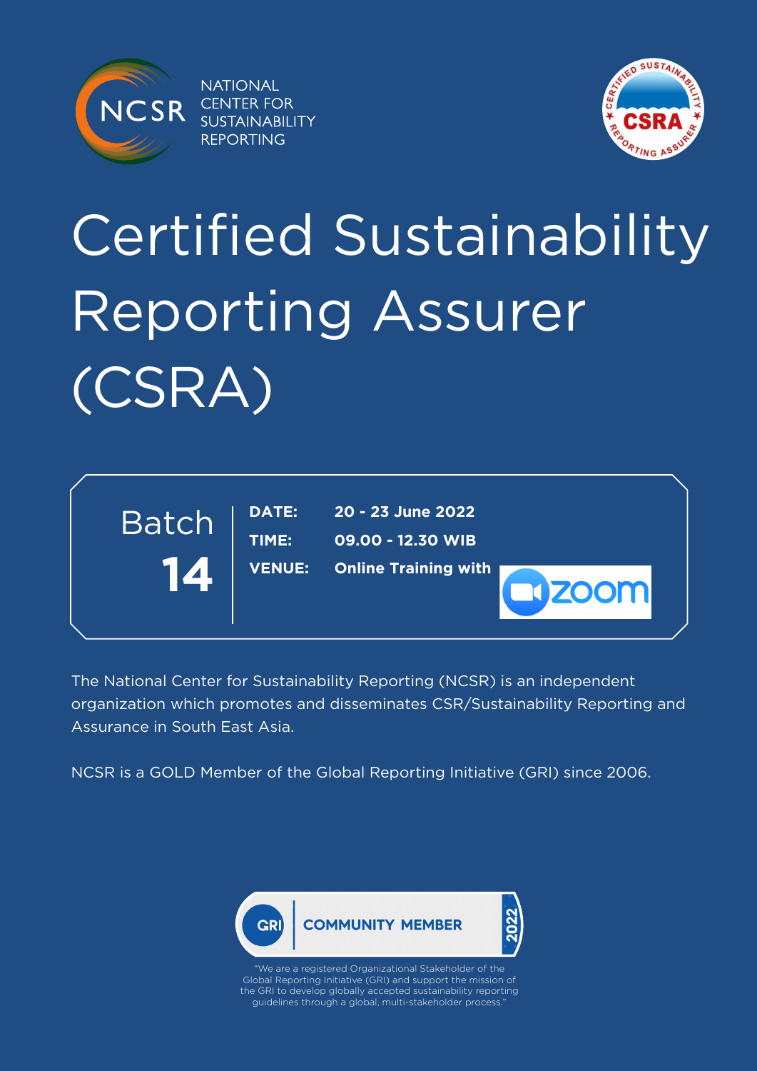NATIONAL CENTER FOR SUSTAINABILITY REPORTING

# Certified Sustainability Reporting Assurer (CSRA)

**Batch 14**

| | |
|---|---|
| **DATE:** | **20 - 23 June 2022** |
| **TIME:** | **09.00 - 12.30 WIB** |
| **VENUE:** | **Online Training with zoom** |

The National Center for Sustainability Reporting (NCSR) is an independent organization which promotes and disseminates CSR/Sustainability Reporting and Assurance in South East Asia.

NCSR is a GOLD Member of the Global Reporting Initiative (GRI) since 2006.

GRI COMMUNITY MEMBER 2022

"We are a registered Organizational Stakeholder of the Global Reporting Initiative (GRI) and support the mission of the GRI to develop globally accepted sustainability reporting guidelines through a global, multi-stakeholder process."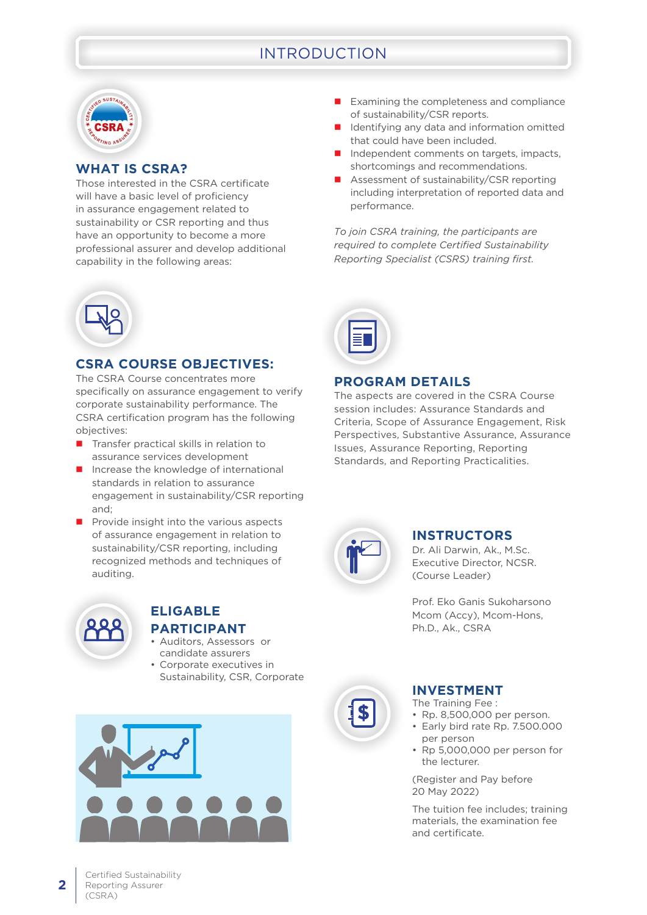# INTRODUCTION

## WHAT IS CSRA?

Those interested in the CSRA certificate will have a basic level of proficiency in assurance engagement related to sustainability or CSR reporting and thus have an opportunity to become a more professional assurer and develop additional capability in the following areas:

- Examining the completeness and compliance of sustainability/CSR reports.
- Identifying any data and information omitted that could have been included.
- Independent comments on targets, impacts, shortcomings and recommendations.
- Assessment of sustainability/CSR reporting including interpretation of reported data and performance.

*To join CSRA training, the participants are required to complete Certified Sustainability Reporting Specialist (CSRS) training first.*

## CSRA COURSE OBJECTIVES:

The CSRA Course concentrates more specifically on assurance engagement to verify corporate sustainability performance. The CSRA certification program has the following objectives:

- Transfer practical skills in relation to assurance services development
- Increase the knowledge of international standards in relation to assurance engagement in sustainability/CSR reporting and;
- Provide insight into the various aspects of assurance engagement in relation to sustainability/CSR reporting, including recognized methods and techniques of auditing.

## ELIGABLE PARTICIPANT

- Auditors, Assessors or candidate assurers
- Corporate executives in Sustainability, CSR, Corporate

## PROGRAM DETAILS

The aspects are covered in the CSRA Course session includes: Assurance Standards and Criteria, Scope of Assurance Engagement, Risk Perspectives, Substantive Assurance, Assurance Issues, Assurance Reporting, Reporting Standards, and Reporting Practicalities.

## INSTRUCTORS

Dr. Ali Darwin, Ak., M.Sc.
Executive Director, NCSR.
(Course Leader)

Prof. Eko Ganis Sukoharsono
Mcom (Accy), Mcom-Hons, Ph.D., Ak., CSRA

## INVESTMENT

The Training Fee :

- Rp. 8,500,000 per person.
- Early bird rate Rp. 7.500.000 per person
- Rp 5,000,000 per person for the lecturer.

(Register and Pay before 20 May 2022)

The tuition fee includes; training materials, the examination fee and certificate.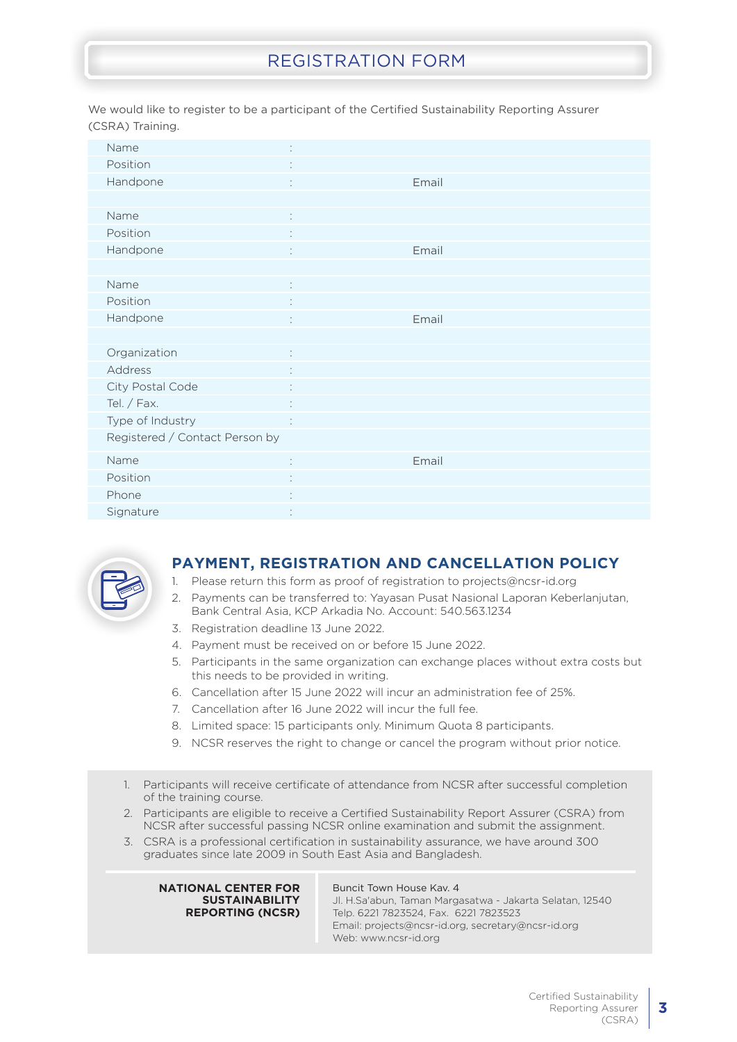# REGISTRATION FORM

We would like to register to be a participant of the Certified Sustainability Reporting Assurer (CSRA) Training.

| | | | |
|---|---|---|---|
| Name | : | | |
| Position | : | | |
| Handpone | : | Email | |
| | | | |
| Name | : | | |
| Position | : | | |
| Handpone | : | Email | |
| | | | |
| Name | : | | |
| Position | : | | |
| Handpone | : | Email | |
| | | | |
| Organization | : | | |
| Address | : | | |
| City Postal Code | : | | |
| Tel. / Fax. | : | | |
| Type of Industry | : | | |
| Registered / Contact Person by | | | |
| Name | : | Email | |
| Position | : | | |
| Phone | : | | |
| Signature | : | | |

## PAYMENT, REGISTRATION AND CANCELLATION POLICY

1. Please return this form as proof of registration to projects@ncsr-id.org
2. Payments can be transferred to: Yayasan Pusat Nasional Laporan Keberlanjutan, Bank Central Asia, KCP Arkadia No. Account: 540.563.1234
3. Registration deadline 13 June 2022.
4. Payment must be received on or before 15 June 2022.
5. Participants in the same organization can exchange places without extra costs but this needs to be provided in writing.
6. Cancellation after 15 June 2022 will incur an administration fee of 25%.
7. Cancellation after 16 June 2022 will incur the full fee.
8. Limited space: 15 participants only. Minimum Quota 8 participants.
9. NCSR reserves the right to change or cancel the program without prior notice.

1. Participants will receive certificate of attendance from NCSR after successful completion of the training course.
2. Participants are eligible to receive a Certified Sustainability Report Assurer (CSRA) from NCSR after successful passing NCSR online examination and submit the assignment.
3. CSRA is a professional certification in sustainability assurance, we have around 300 graduates since late 2009 in South East Asia and Bangladesh.

**NATIONAL CENTER FOR SUSTAINABILITY REPORTING (NCSR)**

Buncit Town House Kav. 4
Jl. H.Sa'abun, Taman Margasatwa - Jakarta Selatan, 12540
Telp. 6221 7823524, Fax. 6221 7823523
Email: projects@ncsr-id.org, secretary@ncsr-id.org
Web: www.ncsr-id.org